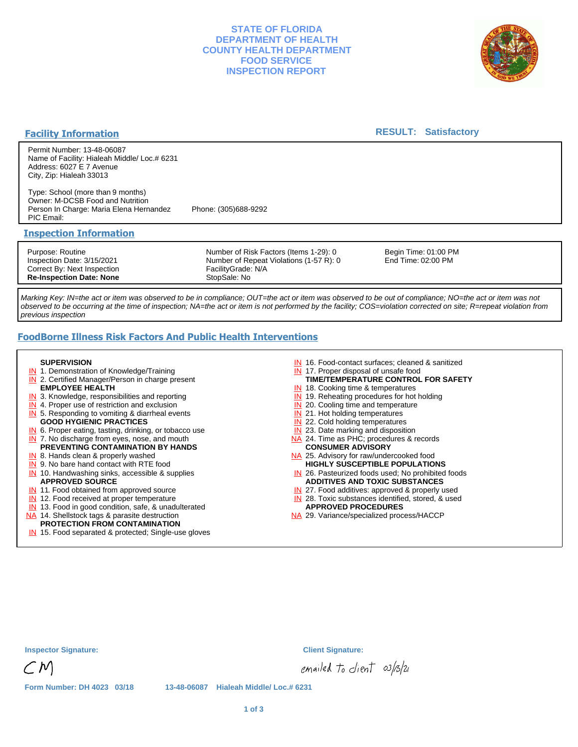# STATE OF FLORIDA
# DEPARTMENT OF HEALTH
# COUNTY HEALTH DEPARTMENT
# FOOD SERVICE
# INSPECTION REPORT

## Facility Information

**RESULT: Satisfactory**

Permit Number: 13-48-06087
Name of Facility: Hialeah Middle/ Loc.# 6231
Address: 6027 E 7 Avenue
City, Zip: Hialeah 33013

Type: School (more than 9 months)
Owner: M-DCSB Food and Nutrition
Person In Charge: Maria Elena Hernandez    Phone: (305)688-9292
PIC Email:

## Inspection Information

| | | |
|---|---|---|
| Purpose: Routine | Number of Risk Factors (Items 1-29): 0 | Begin Time: 01:00 PM |
| Inspection Date: 3/15/2021 | Number of Repeat Violations (1-57 R): 0 | End Time: 02:00 PM |
| Correct By: Next Inspection | FacilityGrade: N/A | |
| **Re-Inspection Date: None** | StopSale: No | |

*Marking Key: IN=the act or item was observed to be in compliance; OUT=the act or item was observed to be out of compliance; NO=the act or item was not observed to be occurring at the time of inspection; NA=the act or item is not performed by the facility; COS=violation corrected on site; R=repeat violation from previous inspection*

## FoodBorne Illness Risk Factors And Public Health Interventions

**SUPERVISION**
- IN 1. Demonstration of Knowledge/Training
- IN 2. Certified Manager/Person in charge present

**EMPLOYEE HEALTH**
- IN 3. Knowledge, responsibilities and reporting
- IN 4. Proper use of restriction and exclusion
- IN 5. Responding to vomiting & diarrheal events

**GOOD HYGIENIC PRACTICES**
- IN 6. Proper eating, tasting, drinking, or tobacco use
- IN 7. No discharge from eyes, nose, and mouth

**PREVENTING CONTAMINATION BY HANDS**
- IN 8. Hands clean & properly washed
- IN 9. No bare hand contact with RTE food
- IN 10. Handwashing sinks, accessible & supplies

**APPROVED SOURCE**
- IN 11. Food obtained from approved source
- IN 12. Food received at proper temperature
- IN 13. Food in good condition, safe, & unadulterated
- NA 14. Shellstock tags & parasite destruction

**PROTECTION FROM CONTAMINATION**
- IN 15. Food separated & protected; Single-use gloves
- IN 16. Food-contact surfaces; cleaned & sanitized
- IN 17. Proper disposal of unsafe food

**TIME/TEMPERATURE CONTROL FOR SAFETY**
- IN 18. Cooking time & temperatures
- IN 19. Reheating procedures for hot holding
- IN 20. Cooling time and temperature
- IN 21. Hot holding temperatures
- IN 22. Cold holding temperatures
- IN 23. Date marking and disposition
- NA 24. Time as PHC; procedures & records

**CONSUMER ADVISORY**
- NA 25. Advisory for raw/undercooked food

**HIGHLY SUSCEPTIBLE POPULATIONS**
- IN 26. Pasteurized foods used; No prohibited foods

**ADDITIVES AND TOXIC SUBSTANCES**
- IN 27. Food additives: approved & properly used
- IN 28. Toxic substances identified, stored, & used

**APPROVED PROCEDURES**
- NA 29. Variance/specialized process/HACCP

**Inspector Signature:** CM

**Client Signature:** emailed to client 03/15/21

Form Number: DH 4023 03/18    13-48-06087 Hialeah Middle/ Loc.# 6231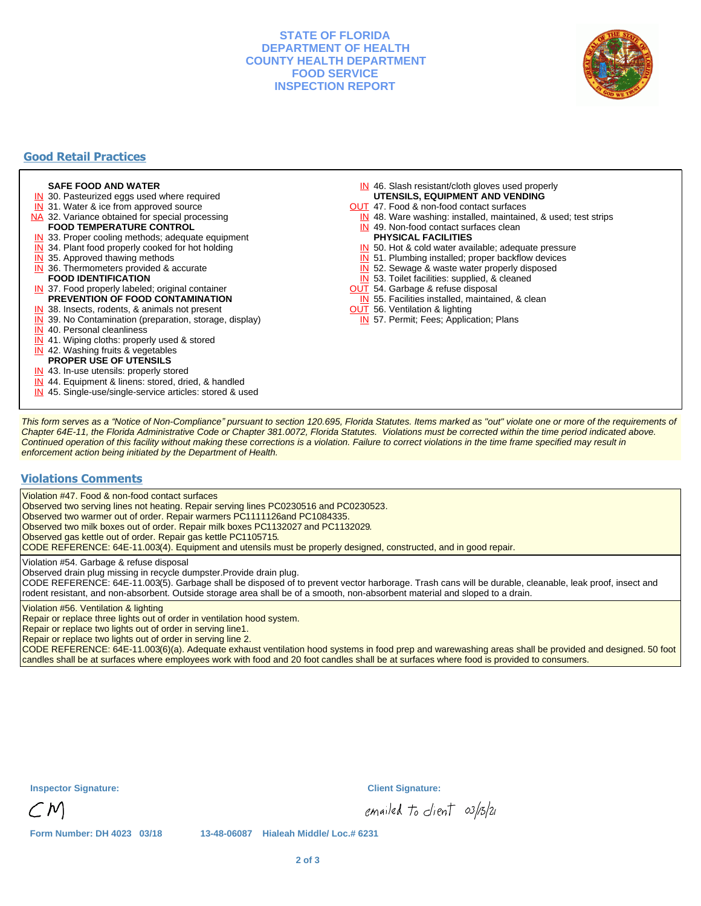# STATE OF FLORIDA DEPARTMENT OF HEALTH COUNTY HEALTH DEPARTMENT FOOD SERVICE INSPECTION REPORT

## Good Retail Practices

**SAFE FOOD AND WATER**
- IN 30. Pasteurized eggs used where required
- IN 31. Water & ice from approved source
- NA 32. Variance obtained for special processing

**FOOD TEMPERATURE CONTROL**
- IN 33. Proper cooling methods; adequate equipment
- IN 34. Plant food properly cooked for hot holding
- IN 35. Approved thawing methods
- IN 36. Thermometers provided & accurate

**FOOD IDENTIFICATION**
- IN 37. Food properly labeled; original container

**PREVENTION OF FOOD CONTAMINATION**
- IN 38. Insects, rodents, & animals not present
- IN 39. No Contamination (preparation, storage, display)
- IN 40. Personal cleanliness
- IN 41. Wiping cloths: properly used & stored
- IN 42. Washing fruits & vegetables

**PROPER USE OF UTENSILS**
- IN 43. In-use utensils: properly stored
- IN 44. Equipment & linens: stored, dried, & handled
- IN 45. Single-use/single-service articles: stored & used
- IN 46. Slash resistant/cloth gloves used properly

**UTENSILS, EQUIPMENT AND VENDING**
- OUT 47. Food & non-food contact surfaces
- IN 48. Ware washing: installed, maintained, & used; test strips
- IN 49. Non-food contact surfaces clean

**PHYSICAL FACILITIES**
- IN 50. Hot & cold water available; adequate pressure
- IN 51. Plumbing installed; proper backflow devices
- IN 52. Sewage & waste water properly disposed
- IN 53. Toilet facilities: supplied, & cleaned
- OUT 54. Garbage & refuse disposal
- IN 55. Facilities installed, maintained, & clean
- OUT 56. Ventilation & lighting
- IN 57. Permit; Fees; Application; Plans

*This form serves as a "Notice of Non-Compliance" pursuant to section 120.695, Florida Statutes. Items marked as "out" violate one or more of the requirements of Chapter 64E-11, the Florida Administrative Code or Chapter 381.0072, Florida Statutes. Violations must be corrected within the time period indicated above. Continued operation of this facility without making these corrections is a violation. Failure to correct violations in the time frame specified may result in enforcement action being initiated by the Department of Health.*

## Violations Comments

Violation #47. Food & non-food contact surfaces
Observed two serving lines not heating. Repair serving lines PC0230516 and PC0230523.
Observed two warmer out of order. Repair warmers PC1111126and PC1084335.
Observed two milk boxes out of order. Repair milk boxes PC1132027 and PC1132029.
Observed gas kettle out of order. Repair gas kettle PC1105715.
CODE REFERENCE: 64E-11.003(4). Equipment and utensils must be properly designed, constructed, and in good repair.

Violation #54. Garbage & refuse disposal
Observed drain plug missing in recycle dumpster.Provide drain plug.
CODE REFERENCE: 64E-11.003(5). Garbage shall be disposed of to prevent vector harborage. Trash cans will be durable, cleanable, leak proof, insect and rodent resistant, and non-absorbent. Outside storage area shall be of a smooth, non-absorbent material and sloped to a drain.

Violation #56. Ventilation & lighting
Repair or replace three lights out of order in ventilation hood system.
Repair or replace two lights out of order in serving line1.
Repair or replace two lights out of order in serving line 2.
CODE REFERENCE: 64E-11.003(6)(a). Adequate exhaust ventilation hood systems in food prep and warewashing areas shall be provided and designed. 50 foot candles shall be at surfaces where employees work with food and 20 foot candles shall be at surfaces where food is provided to consumers.

**Inspector Signature:** CM

**Client Signature:** emailed to client 03/15/21

Form Number: DH 4023 03/18 13-48-06087 Hialeah Middle/ Loc.# 6231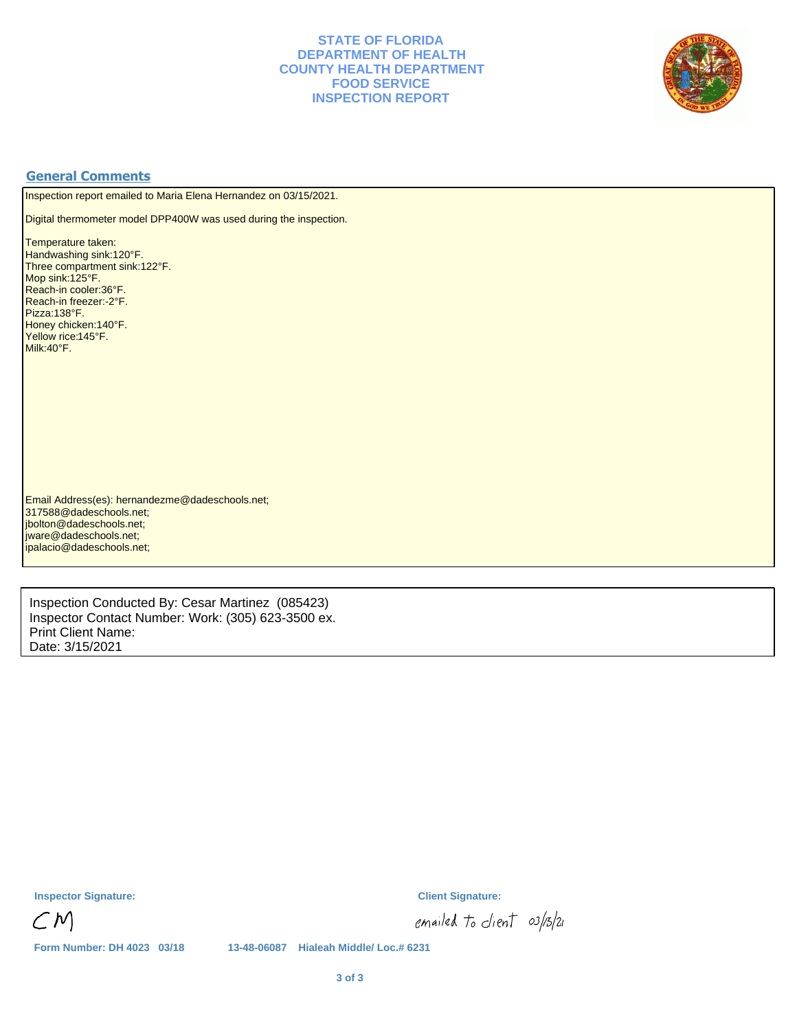# STATE OF FLORIDA
# DEPARTMENT OF HEALTH
# COUNTY HEALTH DEPARTMENT
# FOOD SERVICE
# INSPECTION REPORT

## General Comments

Inspection report emailed to Maria Elena Hernandez on 03/15/2021.

Digital thermometer model DPP400W was used during the inspection.

Temperature taken:
Handwashing sink:120°F.
Three compartment sink:122°F.
Mop sink:125°F.
Reach-in cooler:36°F.
Reach-in freezer:-2°F.
Pizza:138°F.
Honey chicken:140°F.
Yellow rice:145°F.
Milk:40°F.

Email Address(es): hernandezme@dadeschools.net;
317588@dadeschools.net;
jbolton@dadeschools.net;
jware@dadeschools.net;
ipalacio@dadeschools.net;

Inspection Conducted By: Cesar Martinez (085423)
Inspector Contact Number: Work: (305) 623-3500 ex.
Print Client Name:
Date: 3/15/2021

**Inspector Signature:** CM

**Client Signature:** emailed to client 03/15/21

**Form Number: DH 4023 03/18** 13-48-06087 Hialeah Middle/ Loc.# 6231